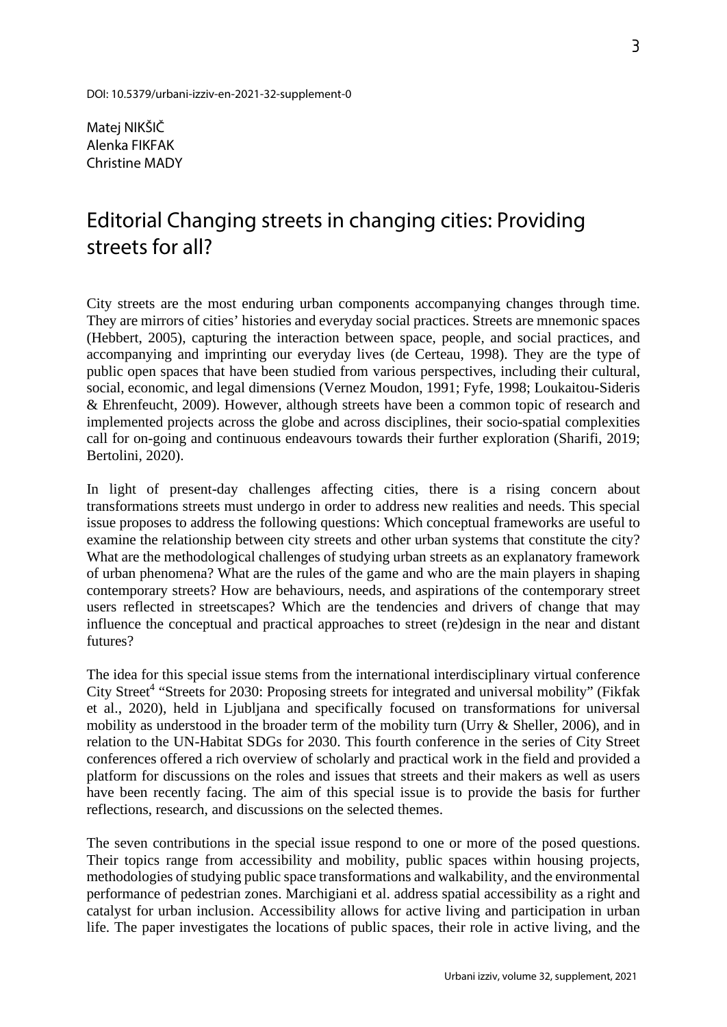DOI: 10.5379/urbani-izziv-en-2021-32-supplement-0

Matej NIKŠIČ
Alenka FIKFAK
Christine MADY

# Editorial Changing streets in changing cities: Providing streets for all?

City streets are the most enduring urban components accompanying changes through time. They are mirrors of cities' histories and everyday social practices. Streets are mnemonic spaces (Hebbert, 2005), capturing the interaction between space, people, and social practices, and accompanying and imprinting our everyday lives (de Certeau, 1998). They are the type of public open spaces that have been studied from various perspectives, including their cultural, social, economic, and legal dimensions (Vernez Moudon, 1991; Fyfe, 1998; Loukaitou-Sideris & Ehrenfeucht, 2009). However, although streets have been a common topic of research and implemented projects across the globe and across disciplines, their socio-spatial complexities call for on-going and continuous endeavours towards their further exploration (Sharifi, 2019; Bertolini, 2020).

In light of present-day challenges affecting cities, there is a rising concern about transformations streets must undergo in order to address new realities and needs. This special issue proposes to address the following questions: Which conceptual frameworks are useful to examine the relationship between city streets and other urban systems that constitute the city? What are the methodological challenges of studying urban streets as an explanatory framework of urban phenomena? What are the rules of the game and who are the main players in shaping contemporary streets? How are behaviours, needs, and aspirations of the contemporary street users reflected in streetscapes? Which are the tendencies and drivers of change that may influence the conceptual and practical approaches to street (re)design in the near and distant futures?

The idea for this special issue stems from the international interdisciplinary virtual conference City Street[4] "Streets for 2030: Proposing streets for integrated and universal mobility" (Fikfak et al., 2020), held in Ljubljana and specifically focused on transformations for universal mobility as understood in the broader term of the mobility turn (Urry & Sheller, 2006), and in relation to the UN-Habitat SDGs for 2030. This fourth conference in the series of City Street conferences offered a rich overview of scholarly and practical work in the field and provided a platform for discussions on the roles and issues that streets and their makers as well as users have been recently facing. The aim of this special issue is to provide the basis for further reflections, research, and discussions on the selected themes.

The seven contributions in the special issue respond to one or more of the posed questions. Their topics range from accessibility and mobility, public spaces within housing projects, methodologies of studying public space transformations and walkability, and the environmental performance of pedestrian zones. Marchigiani et al. address spatial accessibility as a right and catalyst for urban inclusion. Accessibility allows for active living and participation in urban life. The paper investigates the locations of public spaces, their role in active living, and the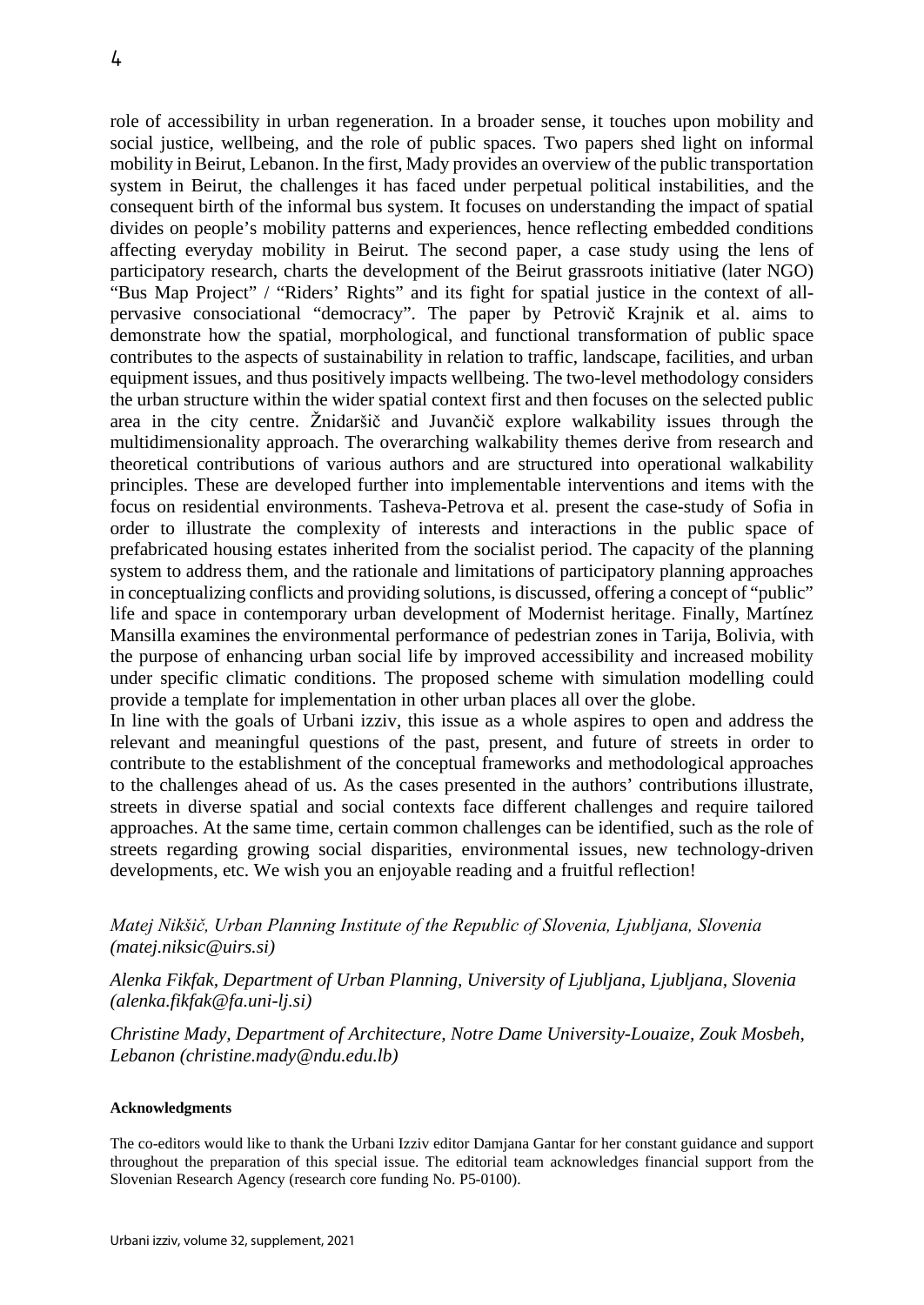role of accessibility in urban regeneration. In a broader sense, it touches upon mobility and social justice, wellbeing, and the role of public spaces. Two papers shed light on informal mobility in Beirut, Lebanon. In the first, Mady provides an overview of the public transportation system in Beirut, the challenges it has faced under perpetual political instabilities, and the consequent birth of the informal bus system. It focuses on understanding the impact of spatial divides on people's mobility patterns and experiences, hence reflecting embedded conditions affecting everyday mobility in Beirut. The second paper, a case study using the lens of participatory research, charts the development of the Beirut grassroots initiative (later NGO) "Bus Map Project" / "Riders' Rights" and its fight for spatial justice in the context of all-pervasive consociational "democracy". The paper by Petrovič Krajnik et al. aims to demonstrate how the spatial, morphological, and functional transformation of public space contributes to the aspects of sustainability in relation to traffic, landscape, facilities, and urban equipment issues, and thus positively impacts wellbeing. The two-level methodology considers the urban structure within the wider spatial context first and then focuses on the selected public area in the city centre. Žnidaršič and Juvančič explore walkability issues through the multidimensionality approach. The overarching walkability themes derive from research and theoretical contributions of various authors and are structured into operational walkability principles. These are developed further into implementable interventions and items with the focus on residential environments. Tasheva-Petrova et al. present the case-study of Sofia in order to illustrate the complexity of interests and interactions in the public space of prefabricated housing estates inherited from the socialist period. The capacity of the planning system to address them, and the rationale and limitations of participatory planning approaches in conceptualizing conflicts and providing solutions, is discussed, offering a concept of "public" life and space in contemporary urban development of Modernist heritage. Finally, Martínez Mansilla examines the environmental performance of pedestrian zones in Tarija, Bolivia, with the purpose of enhancing urban social life by improved accessibility and increased mobility under specific climatic conditions. The proposed scheme with simulation modelling could provide a template for implementation in other urban places all over the globe.

In line with the goals of Urbani izziv, this issue as a whole aspires to open and address the relevant and meaningful questions of the past, present, and future of streets in order to contribute to the establishment of the conceptual frameworks and methodological approaches to the challenges ahead of us. As the cases presented in the authors' contributions illustrate, streets in diverse spatial and social contexts face different challenges and require tailored approaches. At the same time, certain common challenges can be identified, such as the role of streets regarding growing social disparities, environmental issues, new technology-driven developments, etc. We wish you an enjoyable reading and a fruitful reflection!

*Matej Nikšič, Urban Planning Institute of the Republic of Slovenia, Ljubljana, Slovenia (matej.niksic@uirs.si)*

*Alenka Fikfak, Department of Urban Planning, University of Ljubljana, Ljubljana, Slovenia (alenka.fikfak@fa.uni-lj.si)*

*Christine Mady, Department of Architecture, Notre Dame University-Louaize, Zouk Mosbeh, Lebanon (christine.mady@ndu.edu.lb)*

**Acknowledgments**

The co-editors would like to thank the Urbani Izziv editor Damjana Gantar for her constant guidance and support throughout the preparation of this special issue. The editorial team acknowledges financial support from the Slovenian Research Agency (research core funding No. P5-0100).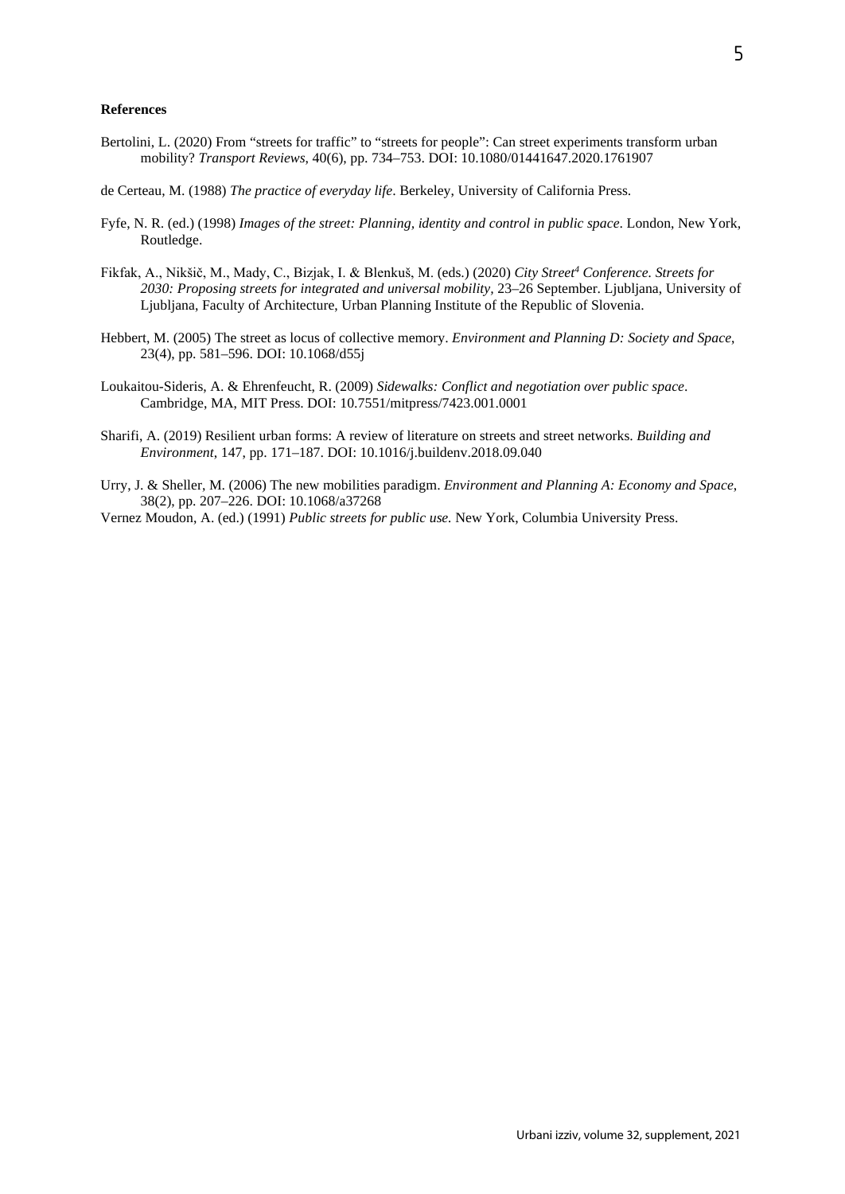**References**

Bertolini, L. (2020) From “streets for traffic” to “streets for people”: Can street experiments transform urban mobility? *Transport Reviews*, 40(6), pp. 734–753. DOI: 10.1080/01441647.2020.1761907

de Certeau, M. (1988) *The practice of everyday life*. Berkeley, University of California Press.

Fyfe, N. R. (ed.) (1998) *Images of the street: Planning, identity and control in public space*. London, New York, Routledge.

Fikfak, A., Nikšič, M., Mady, C., Bizjak, I. & Blenkuš, M. (eds.) (2020) *City Street$^4$ Conference. Streets for 2030: Proposing streets for integrated and universal mobility*, 23–26 September. Ljubljana, University of Ljubljana, Faculty of Architecture, Urban Planning Institute of the Republic of Slovenia.

Hebbert, M. (2005) The street as locus of collective memory. *Environment and Planning D: Society and Space*, 23(4), pp. 581–596. DOI: 10.1068/d55j

Loukaitou-Sideris, A. & Ehrenfeucht, R. (2009) *Sidewalks: Conflict and negotiation over public space*. Cambridge, MA, MIT Press. DOI: 10.7551/mitpress/7423.001.0001

Sharifi, A. (2019) Resilient urban forms: A review of literature on streets and street networks. *Building and Environment*, 147, pp. 171–187. DOI: 10.1016/j.buildenv.2018.09.040

Urry, J. & Sheller, M. (2006) The new mobilities paradigm. *Environment and Planning A: Economy and Space*, 38(2), pp. 207–226. DOI: 10.1068/a37268

Vernez Moudon, A. (ed.) (1991) *Public streets for public use.* New York, Columbia University Press.